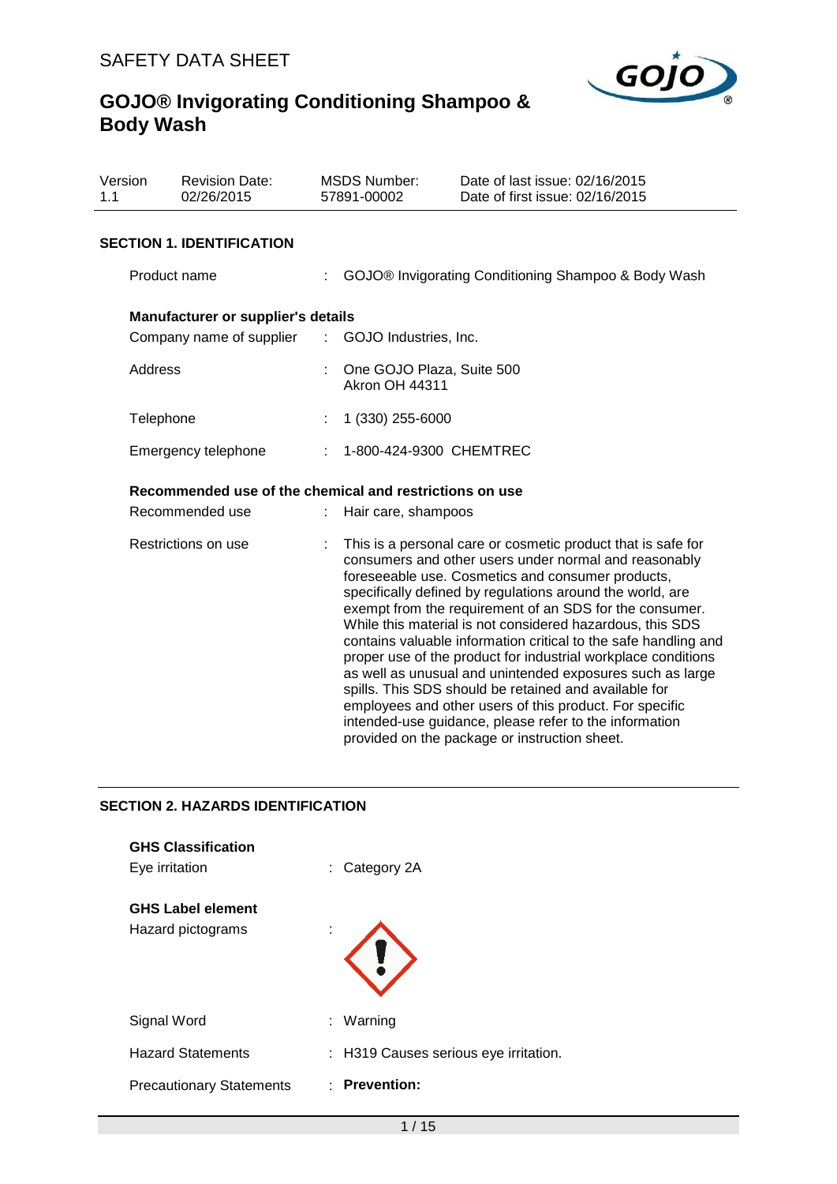SAFETY DATA SHEET

# GOJO® Invigorating Conditioning Shampoo & Body Wash

| Version | Revision Date: | MSDS Number: | Date of last issue: 02/16/2015 |
|---|---|---|---|
| 1.1 | 02/26/2015 | 57891-00002 | Date of first issue: 02/16/2015 |

## SECTION 1. IDENTIFICATION

Product name : GOJO® Invigorating Conditioning Shampoo & Body Wash

**Manufacturer or supplier's details**

Company name of supplier : GOJO Industries, Inc.

Address : One GOJO Plaza, Suite 500
Akron OH 44311

Telephone : 1 (330) 255-6000

Emergency telephone : 1-800-424-9300 CHEMTREC

**Recommended use of the chemical and restrictions on use**

Recommended use : Hair care, shampoos

Restrictions on use : This is a personal care or cosmetic product that is safe for consumers and other users under normal and reasonably foreseeable use. Cosmetics and consumer products, specifically defined by regulations around the world, are exempt from the requirement of an SDS for the consumer. While this material is not considered hazardous, this SDS contains valuable information critical to the safe handling and proper use of the product for industrial workplace conditions as well as unusual and unintended exposures such as large spills. This SDS should be retained and available for employees and other users of this product. For specific intended-use guidance, please refer to the information provided on the package or instruction sheet.

## SECTION 2. HAZARDS IDENTIFICATION

**GHS Classification**

Eye irritation : Category 2A

**GHS Label element**

Hazard pictograms :

Signal Word : Warning

Hazard Statements : H319 Causes serious eye irritation.

Precautionary Statements : **Prevention:**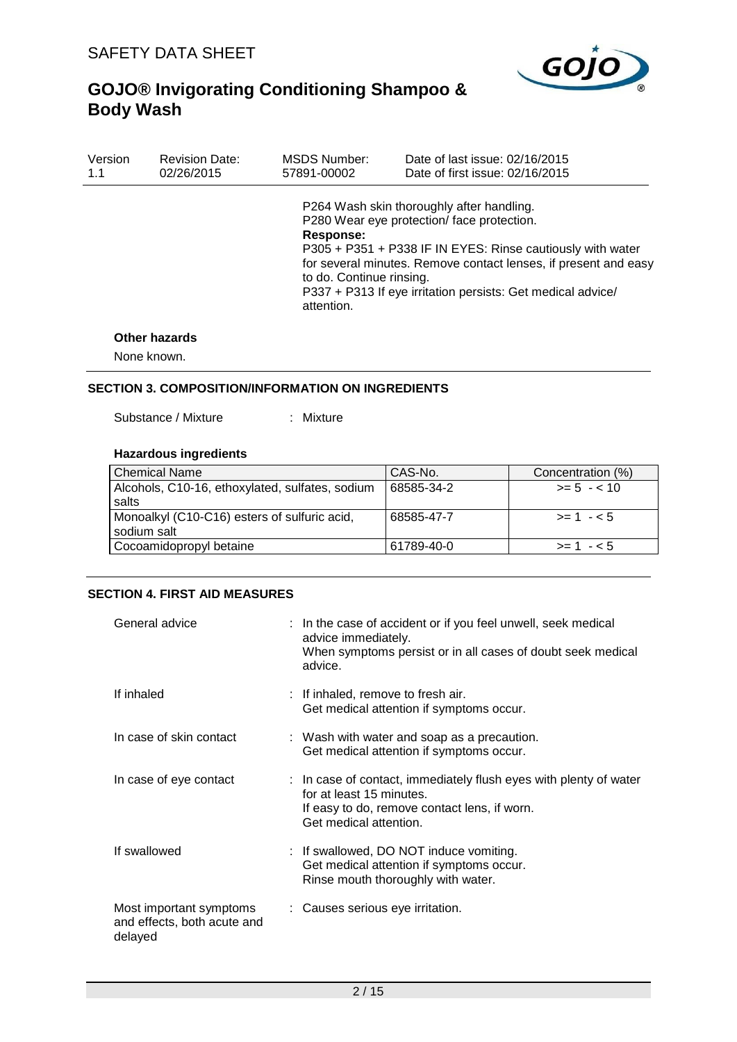P264 Wash skin thoroughly after handling.
P280 Wear eye protection/ face protection.

**Response:**

P305 + P351 + P338 IF IN EYES: Rinse cautiously with water for several minutes. Remove contact lenses, if present and easy to do. Continue rinsing.
P337 + P313 If eye irritation persists: Get medical advice/ attention.

**Other hazards**

None known.

## SECTION 3. COMPOSITION/INFORMATION ON INGREDIENTS

Substance / Mixture : Mixture

**Hazardous ingredients**

| Chemical Name | CAS-No. | Concentration (%) |
|---|---|---|
| Alcohols, C10-16, ethoxylated, sulfates, sodium salts | 68585-34-2 | >= 5 - < 10 |
| Monoalkyl (C10-C16) esters of sulfuric acid, sodium salt | 68585-47-7 | >= 1 - < 5 |
| Cocoamidopropyl betaine | 61789-40-0 | >= 1 - < 5 |

## SECTION 4. FIRST AID MEASURES

General advice : In the case of accident or if you feel unwell, seek medical advice immediately.
When symptoms persist or in all cases of doubt seek medical advice.

If inhaled : If inhaled, remove to fresh air.
Get medical attention if symptoms occur.

In case of skin contact : Wash with water and soap as a precaution.
Get medical attention if symptoms occur.

In case of eye contact : In case of contact, immediately flush eyes with plenty of water for at least 15 minutes.
If easy to do, remove contact lens, if worn.
Get medical attention.

If swallowed : If swallowed, DO NOT induce vomiting.
Get medical attention if symptoms occur.
Rinse mouth thoroughly with water.

Most important symptoms and effects, both acute and delayed : Causes serious eye irritation.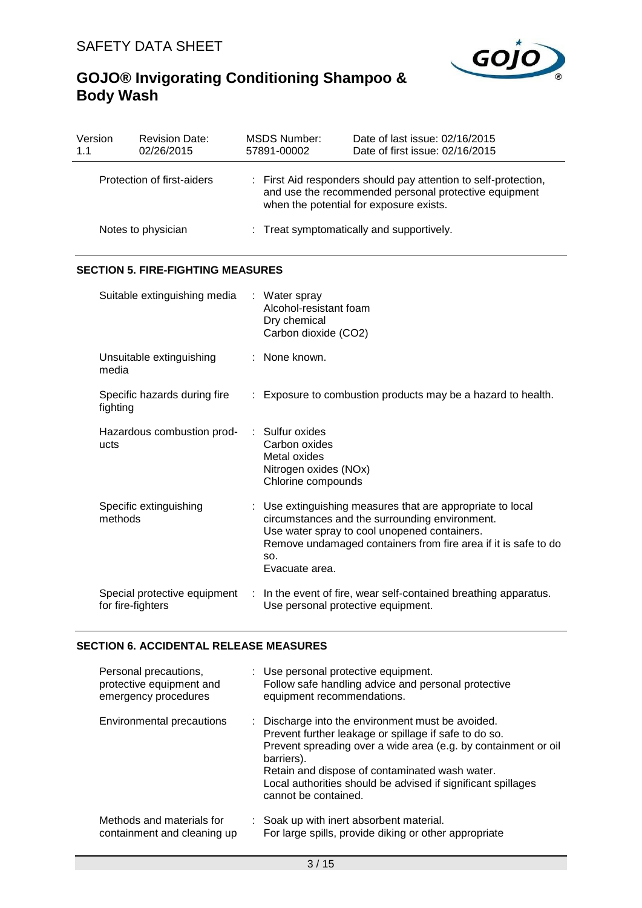| Version 1.1 | Revision Date: 02/26/2015 | MSDS Number: 57891-00002 | Date of last issue: 02/16/2015<br>Date of first issue: 02/16/2015 |
|---|---|---|---|

| | |
|---|---|
| Protection of first-aiders | : First Aid responders should pay attention to self-protection, and use the recommended personal protective equipment when the potential for exposure exists. |
| Notes to physician | : Treat symptomatically and supportively. |

## SECTION 5. FIRE-FIGHTING MEASURES

| | |
|---|---|
| Suitable extinguishing media | : Water spray<br>Alcohol-resistant foam<br>Dry chemical<br>Carbon dioxide ($CO_2$) |
| Unsuitable extinguishing media | : None known. |
| Specific hazards during fire fighting | : Exposure to combustion products may be a hazard to health. |
| Hazardous combustion products | : Sulfur oxides<br>Carbon oxides<br>Metal oxides<br>Nitrogen oxides (NOx)<br>Chlorine compounds |
| Specific extinguishing methods | : Use extinguishing measures that are appropriate to local circumstances and the surrounding environment.<br>Use water spray to cool unopened containers.<br>Remove undamaged containers from fire area if it is safe to do so.<br>Evacuate area. |
| Special protective equipment for fire-fighters | : In the event of fire, wear self-contained breathing apparatus.<br>Use personal protective equipment. |

## SECTION 6. ACCIDENTAL RELEASE MEASURES

| | |
|---|---|
| Personal precautions, protective equipment and emergency procedures | : Use personal protective equipment.<br>Follow safe handling advice and personal protective equipment recommendations. |
| Environmental precautions | : Discharge into the environment must be avoided.<br>Prevent further leakage or spillage if safe to do so.<br>Prevent spreading over a wide area (e.g. by containment or oil barriers).<br>Retain and dispose of contaminated wash water.<br>Local authorities should be advised if significant spillages cannot be contained. |
| Methods and materials for containment and cleaning up | : Soak up with inert absorbent material.<br>For large spills, provide diking or other appropriate |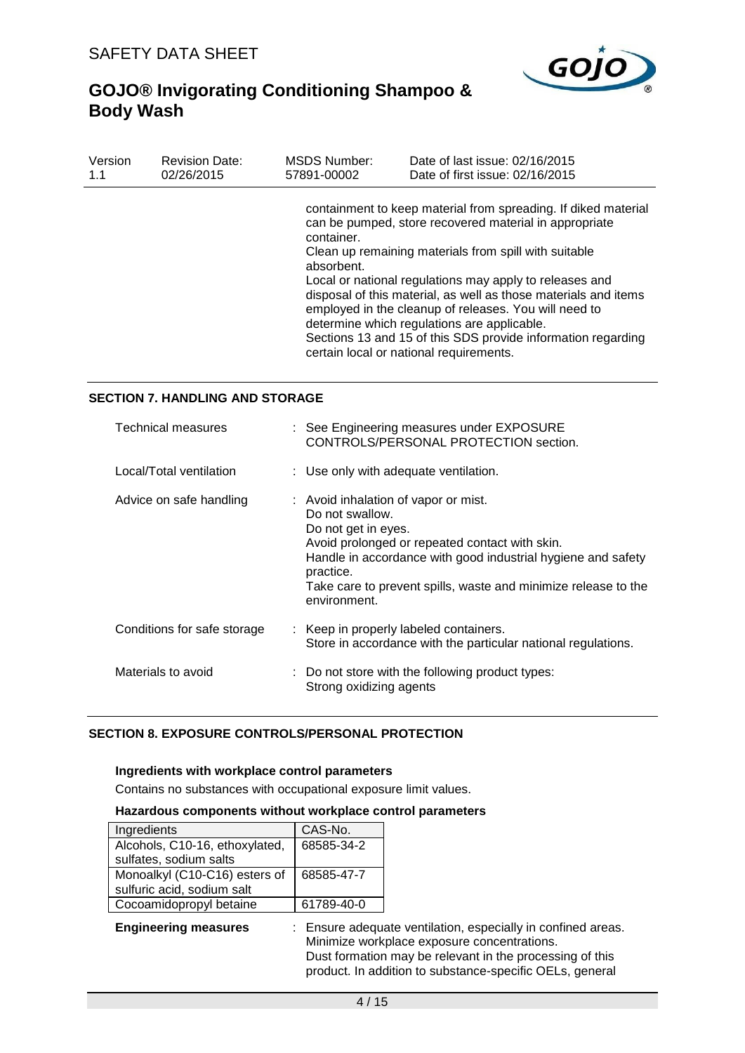containment to keep material from spreading. If diked material can be pumped, store recovered material in appropriate container.
Clean up remaining materials from spill with suitable absorbent.
Local or national regulations may apply to releases and disposal of this material, as well as those materials and items employed in the cleanup of releases. You will need to determine which regulations are applicable.
Sections 13 and 15 of this SDS provide information regarding certain local or national requirements.

## SECTION 7. HANDLING AND STORAGE

| | |
|---|---|
| Technical measures | : See Engineering measures under EXPOSURE CONTROLS/PERSONAL PROTECTION section. |
| Local/Total ventilation | : Use only with adequate ventilation. |
| Advice on safe handling | : Avoid inhalation of vapor or mist.<br>Do not swallow.<br>Do not get in eyes.<br>Avoid prolonged or repeated contact with skin.<br>Handle in accordance with good industrial hygiene and safety practice.<br>Take care to prevent spills, waste and minimize release to the environment. |
| Conditions for safe storage | : Keep in properly labeled containers.<br>Store in accordance with the particular national regulations. |
| Materials to avoid | : Do not store with the following product types:<br>Strong oxidizing agents |

## SECTION 8. EXPOSURE CONTROLS/PERSONAL PROTECTION

### Ingredients with workplace control parameters

Contains no substances with occupational exposure limit values.

### Hazardous components without workplace control parameters

| Ingredients | CAS-No. |
|---|---|
| Alcohols, C10-16, ethoxylated, sulfates, sodium salts | 68585-34-2 |
| Monoalkyl (C10-C16) esters of sulfuric acid, sodium salt | 68585-47-7 |
| Cocoamidopropyl betaine | 61789-40-0 |

**Engineering measures** : Ensure adequate ventilation, especially in confined areas.
Minimize workplace exposure concentrations.
Dust formation may be relevant in the processing of this product. In addition to substance-specific OELs, general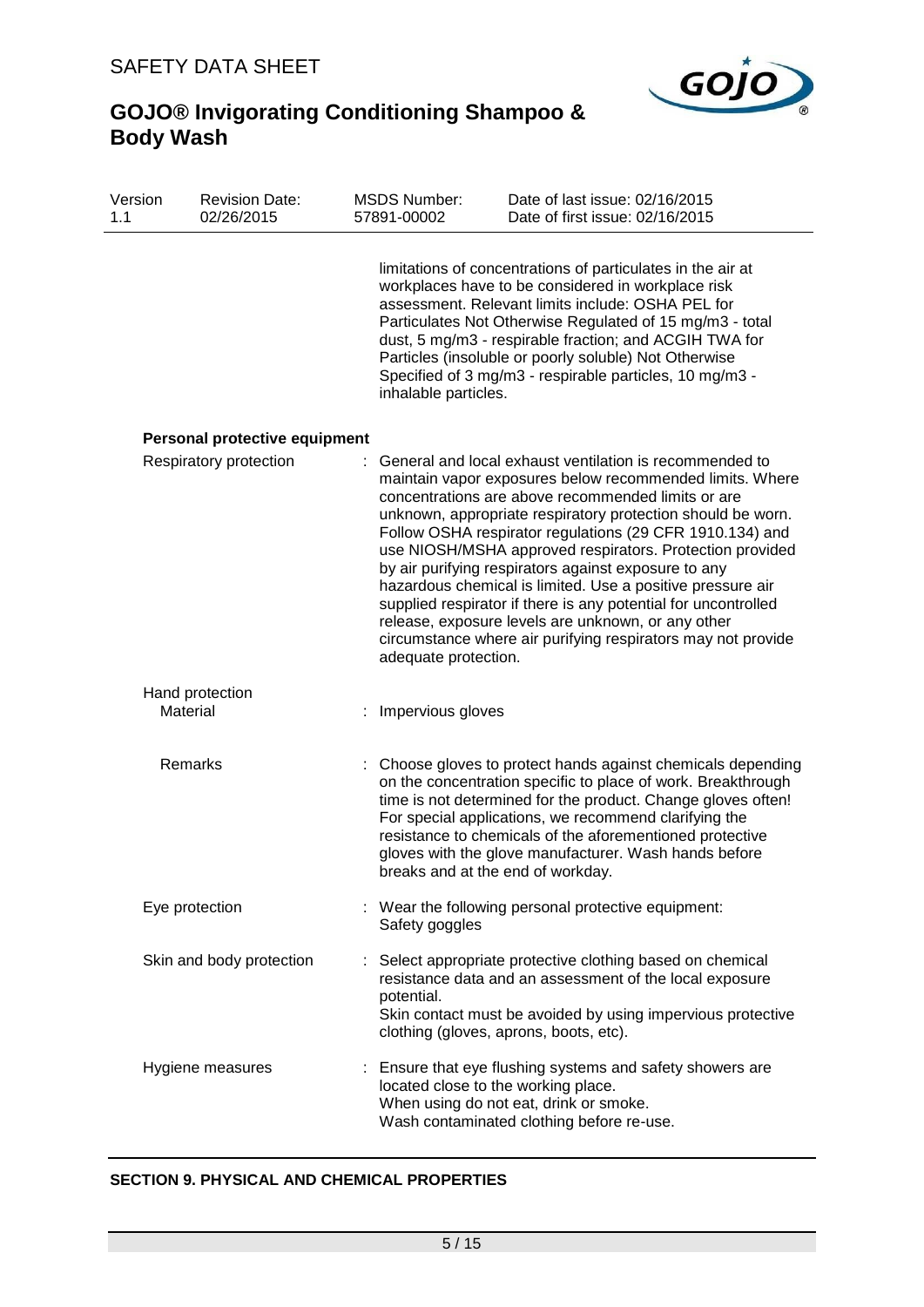limitations of concentrations of particulates in the air at workplaces have to be considered in workplace risk assessment. Relevant limits include: OSHA PEL for Particulates Not Otherwise Regulated of 15 mg/m3 - total dust, 5 mg/m3 - respirable fraction; and ACGIH TWA for Particles (insoluble or poorly soluble) Not Otherwise Specified of 3 mg/m3 - respirable particles, 10 mg/m3 - inhalable particles.

**Personal protective equipment**

Respiratory protection : General and local exhaust ventilation is recommended to maintain vapor exposures below recommended limits. Where concentrations are above recommended limits or are unknown, appropriate respiratory protection should be worn. Follow OSHA respirator regulations (29 CFR 1910.134) and use NIOSH/MSHA approved respirators. Protection provided by air purifying respirators against exposure to any hazardous chemical is limited. Use a positive pressure air supplied respirator if there is any potential for uncontrolled release, exposure levels are unknown, or any other circumstance where air purifying respirators may not provide adequate protection.

Hand protection

Material : Impervious gloves

Remarks : Choose gloves to protect hands against chemicals depending on the concentration specific to place of work. Breakthrough time is not determined for the product. Change gloves often! For special applications, we recommend clarifying the resistance to chemicals of the aforementioned protective gloves with the glove manufacturer. Wash hands before breaks and at the end of workday.

Eye protection : Wear the following personal protective equipment:
Safety goggles

Skin and body protection : Select appropriate protective clothing based on chemical resistance data and an assessment of the local exposure potential.
Skin contact must be avoided by using impervious protective clothing (gloves, aprons, boots, etc).

Hygiene measures : Ensure that eye flushing systems and safety showers are located close to the working place.
When using do not eat, drink or smoke.
Wash contaminated clothing before re-use.

## SECTION 9. PHYSICAL AND CHEMICAL PROPERTIES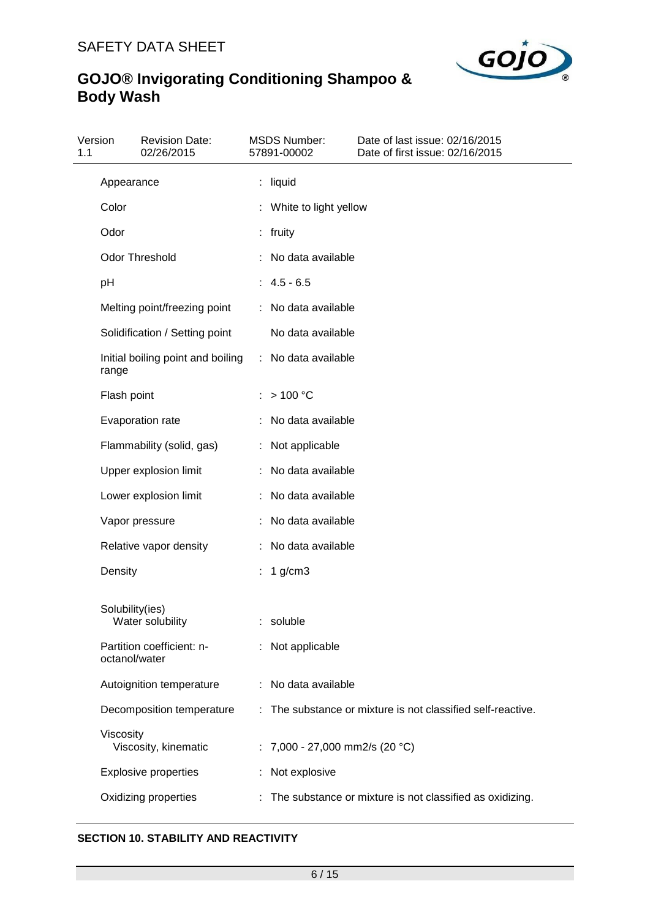| Property | | Value |
|---|---|---|
| Appearance | : | liquid |
| Color | : | White to light yellow |
| Odor | : | fruity |
| Odor Threshold | : | No data available |
| pH | : | 4.5 - 6.5 |
| Melting point/freezing point | : | No data available |
| Solidification / Setting point | | No data available |
| Initial boiling point and boiling range | : | No data available |
| Flash point | : | > 100 °C |
| Evaporation rate | : | No data available |
| Flammability (solid, gas) | : | Not applicable |
| Upper explosion limit | : | No data available |
| Lower explosion limit | : | No data available |
| Vapor pressure | : | No data available |
| Relative vapor density | : | No data available |
| Density | : | 1 g/cm3 |
| Solubility(ies)<br>Water solubility | : | soluble |
| Partition coefficient: n-octanol/water | : | Not applicable |
| Autoignition temperature | : | No data available |
| Decomposition temperature | : | The substance or mixture is not classified self-reactive. |
| Viscosity<br>Viscosity, kinematic | : | 7,000 - 27,000 mm2/s (20 °C) |
| Explosive properties | : | Not explosive |
| Oxidizing properties | : | The substance or mixture is not classified as oxidizing. |

## SECTION 10. STABILITY AND REACTIVITY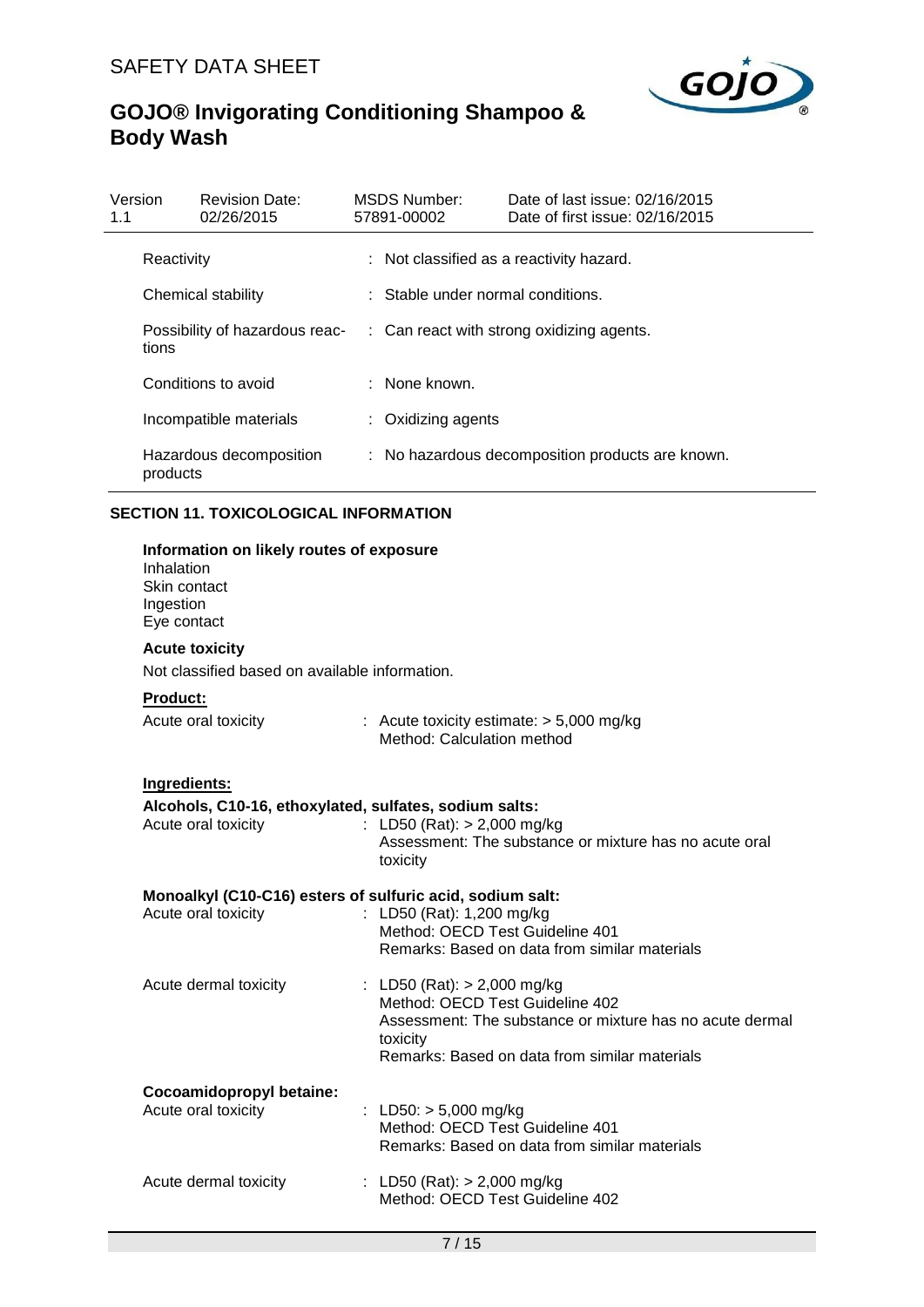| | |
|---|---|
| Reactivity | : Not classified as a reactivity hazard. |
| Chemical stability | : Stable under normal conditions. |
| Possibility of hazardous reactions | : Can react with strong oxidizing agents. |
| Conditions to avoid | : None known. |
| Incompatible materials | : Oxidizing agents |
| Hazardous decomposition products | : No hazardous decomposition products are known. |

## SECTION 11. TOXICOLOGICAL INFORMATION

**Information on likely routes of exposure**
Inhalation
Skin contact
Ingestion
Eye contact

**Acute toxicity**

Not classified based on available information.

**Product:**

Acute oral toxicity : Acute toxicity estimate: > 5,000 mg/kg
Method: Calculation method

**Ingredients:**

**Alcohols, C10-16, ethoxylated, sulfates, sodium salts:**

Acute oral toxicity : LD50 (Rat): > 2,000 mg/kg
Assessment: The substance or mixture has no acute oral toxicity

**Monoalkyl (C10-C16) esters of sulfuric acid, sodium salt:**

Acute oral toxicity : LD50 (Rat): 1,200 mg/kg
Method: OECD Test Guideline 401
Remarks: Based on data from similar materials

Acute dermal toxicity : LD50 (Rat): > 2,000 mg/kg
Method: OECD Test Guideline 402
Assessment: The substance or mixture has no acute dermal toxicity
Remarks: Based on data from similar materials

**Cocoamidopropyl betaine:**

Acute oral toxicity : LD50: > 5,000 mg/kg
Method: OECD Test Guideline 401
Remarks: Based on data from similar materials

Acute dermal toxicity : LD50 (Rat): > 2,000 mg/kg
Method: OECD Test Guideline 402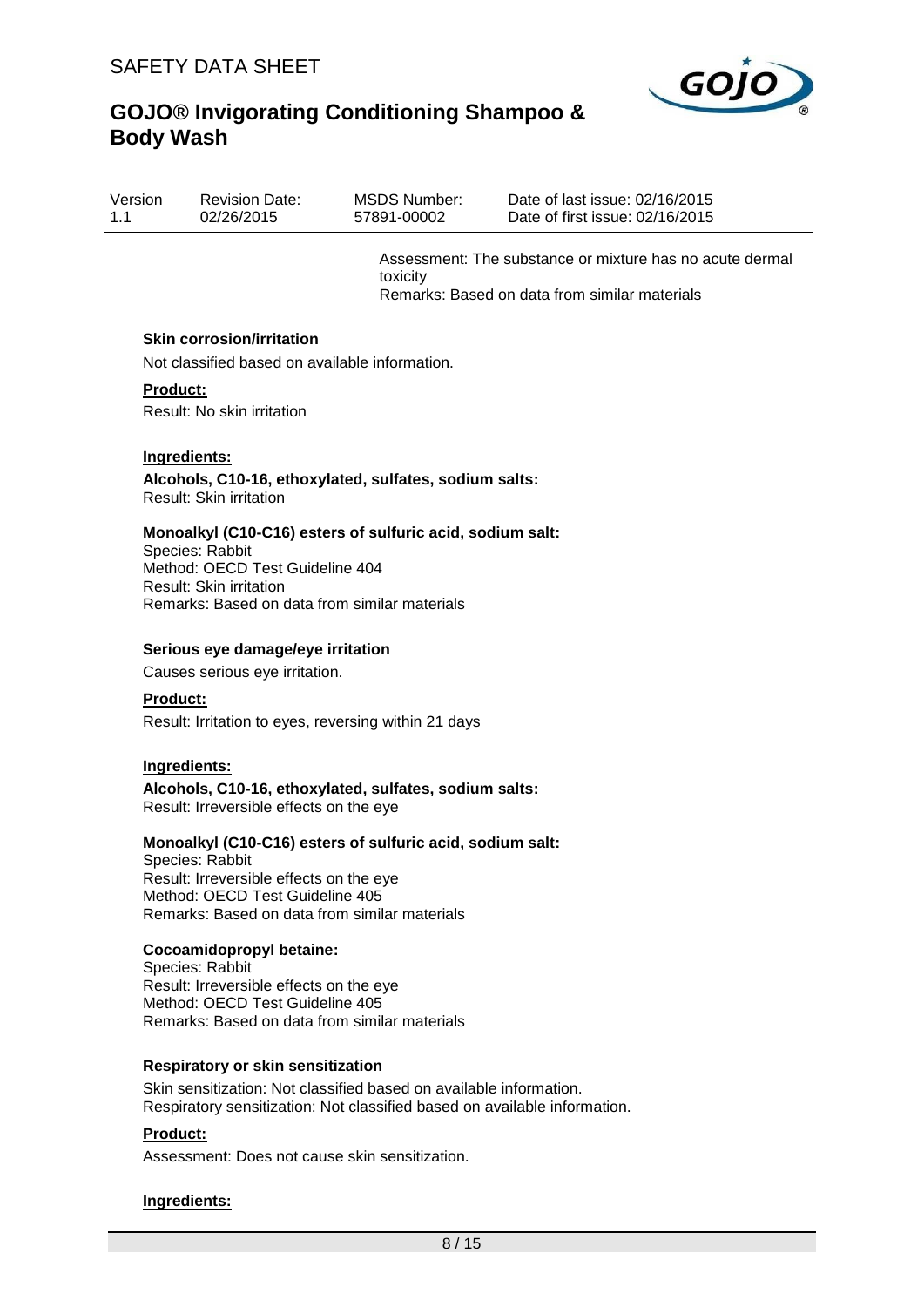Assessment: The substance or mixture has no acute dermal toxicity
Remarks: Based on data from similar materials

### Skin corrosion/irritation

Not classified based on available information.

**Product:**

Result: No skin irritation

**Ingredients:**

**Alcohols, C10-16, ethoxylated, sulfates, sodium salts:**
Result: Skin irritation

**Monoalkyl (C10-C16) esters of sulfuric acid, sodium salt:**
Species: Rabbit
Method: OECD Test Guideline 404
Result: Skin irritation
Remarks: Based on data from similar materials

### Serious eye damage/eye irritation

Causes serious eye irritation.

**Product:**

Result: Irritation to eyes, reversing within 21 days

**Ingredients:**

**Alcohols, C10-16, ethoxylated, sulfates, sodium salts:**
Result: Irreversible effects on the eye

**Monoalkyl (C10-C16) esters of sulfuric acid, sodium salt:**
Species: Rabbit
Result: Irreversible effects on the eye
Method: OECD Test Guideline 405
Remarks: Based on data from similar materials

**Cocoamidopropyl betaine:**
Species: Rabbit
Result: Irreversible effects on the eye
Method: OECD Test Guideline 405
Remarks: Based on data from similar materials

### Respiratory or skin sensitization

Skin sensitization: Not classified based on available information.
Respiratory sensitization: Not classified based on available information.

**Product:**

Assessment: Does not cause skin sensitization.

**Ingredients:**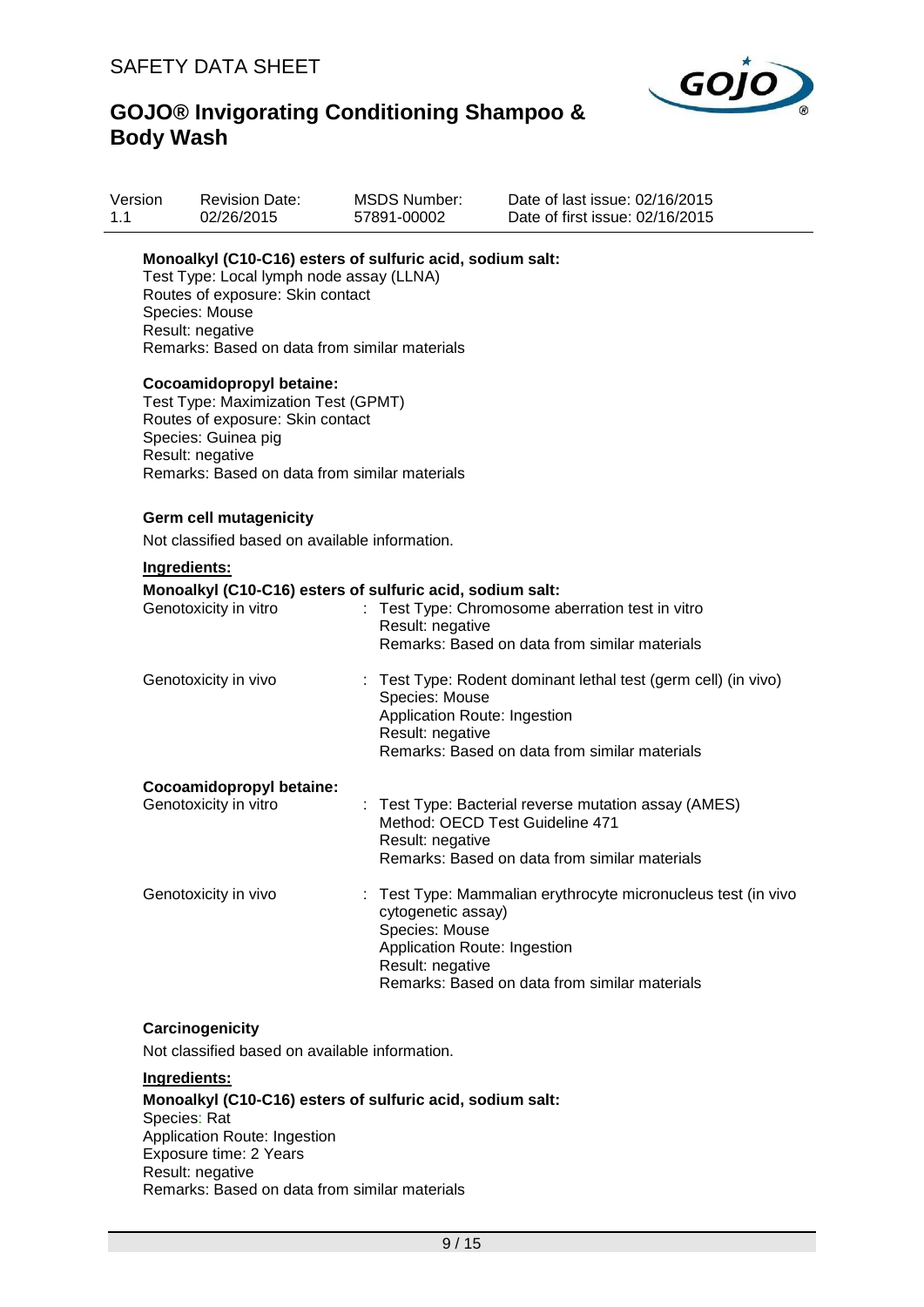**Monoalkyl (C10-C16) esters of sulfuric acid, sodium salt:**
Test Type: Local lymph node assay (LLNA)
Routes of exposure: Skin contact
Species: Mouse
Result: negative
Remarks: Based on data from similar materials

**Cocoamidopropyl betaine:**
Test Type: Maximization Test (GPMT)
Routes of exposure: Skin contact
Species: Guinea pig
Result: negative
Remarks: Based on data from similar materials

### Germ cell mutagenicity

Not classified based on available information.

**Ingredients:**

**Monoalkyl (C10-C16) esters of sulfuric acid, sodium salt:**

| | |
|---|---|
| Genotoxicity in vitro | : Test Type: Chromosome aberration test in vitro<br>Result: negative<br>Remarks: Based on data from similar materials |
| Genotoxicity in vivo | : Test Type: Rodent dominant lethal test (germ cell) (in vivo)<br>Species: Mouse<br>Application Route: Ingestion<br>Result: negative<br>Remarks: Based on data from similar materials |

**Cocoamidopropyl betaine:**

| | |
|---|---|
| Genotoxicity in vitro | : Test Type: Bacterial reverse mutation assay (AMES)<br>Method: OECD Test Guideline 471<br>Result: negative<br>Remarks: Based on data from similar materials |
| Genotoxicity in vivo | : Test Type: Mammalian erythrocyte micronucleus test (in vivo cytogenetic assay)<br>Species: Mouse<br>Application Route: Ingestion<br>Result: negative<br>Remarks: Based on data from similar materials |

### Carcinogenicity

Not classified based on available information.

**Ingredients:**

**Monoalkyl (C10-C16) esters of sulfuric acid, sodium salt:**
Species: Rat
Application Route: Ingestion
Exposure time: 2 Years
Result: negative
Remarks: Based on data from similar materials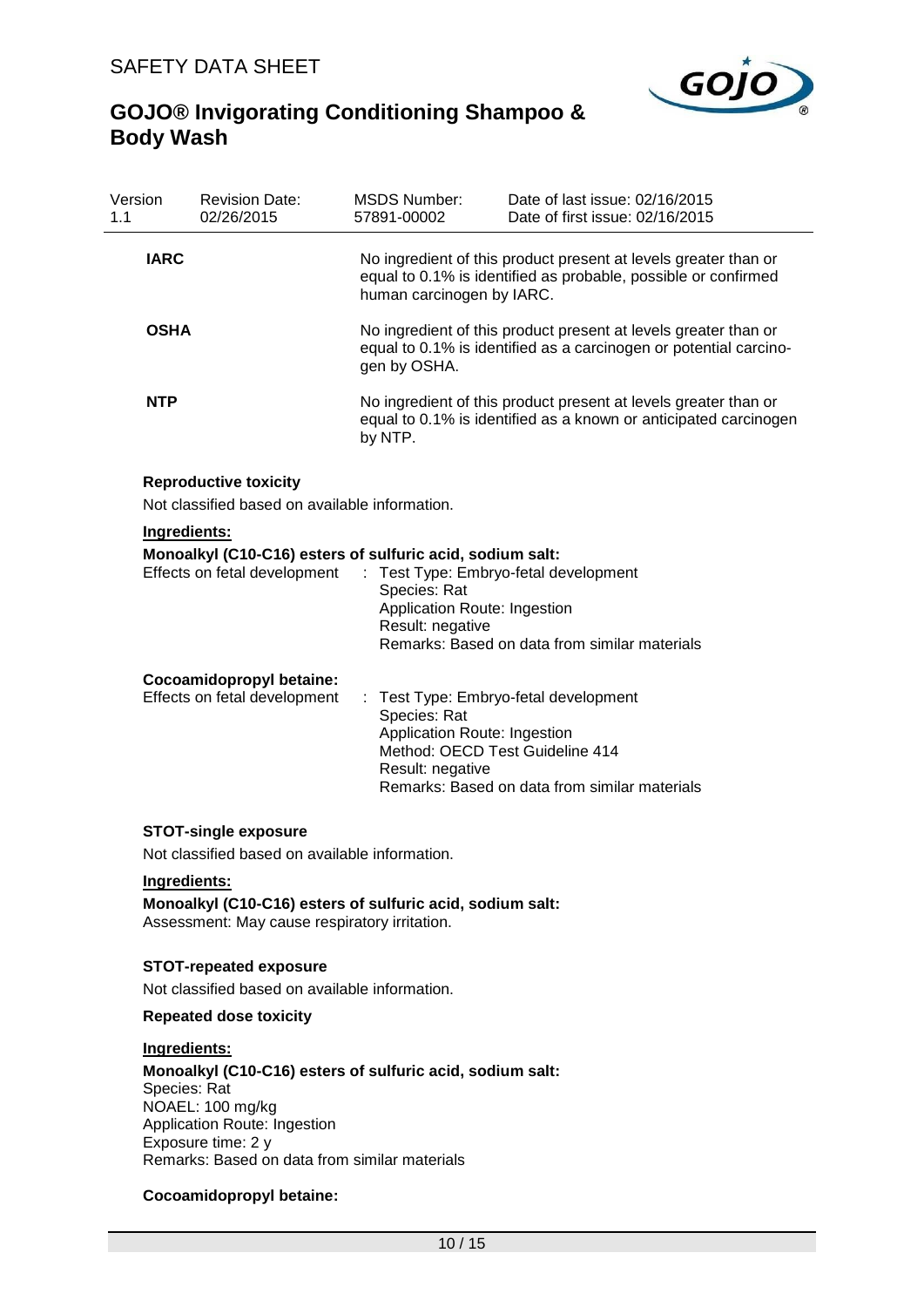**IARC**

No ingredient of this product present at levels greater than or equal to 0.1% is identified as probable, possible or confirmed human carcinogen by IARC.

**OSHA**

No ingredient of this product present at levels greater than or equal to 0.1% is identified as a carcinogen or potential carcinogen by OSHA.

**NTP**

No ingredient of this product present at levels greater than or equal to 0.1% is identified as a known or anticipated carcinogen by NTP.

**Reproductive toxicity**

Not classified based on available information.

**Ingredients:**

**Monoalkyl (C10-C16) esters of sulfuric acid, sodium salt:**

Effects on fetal development : Test Type: Embryo-fetal development
Species: Rat
Application Route: Ingestion
Result: negative
Remarks: Based on data from similar materials

**Cocoamidopropyl betaine:**

Effects on fetal development : Test Type: Embryo-fetal development
Species: Rat
Application Route: Ingestion
Method: OECD Test Guideline 414
Result: negative
Remarks: Based on data from similar materials

**STOT-single exposure**

Not classified based on available information.

**Ingredients:**

**Monoalkyl (C10-C16) esters of sulfuric acid, sodium salt:**

Assessment: May cause respiratory irritation.

**STOT-repeated exposure**

Not classified based on available information.

**Repeated dose toxicity**

**Ingredients:**

**Monoalkyl (C10-C16) esters of sulfuric acid, sodium salt:**

Species: Rat
NOAEL: 100 mg/kg
Application Route: Ingestion
Exposure time: 2 y
Remarks: Based on data from similar materials

**Cocoamidopropyl betaine:**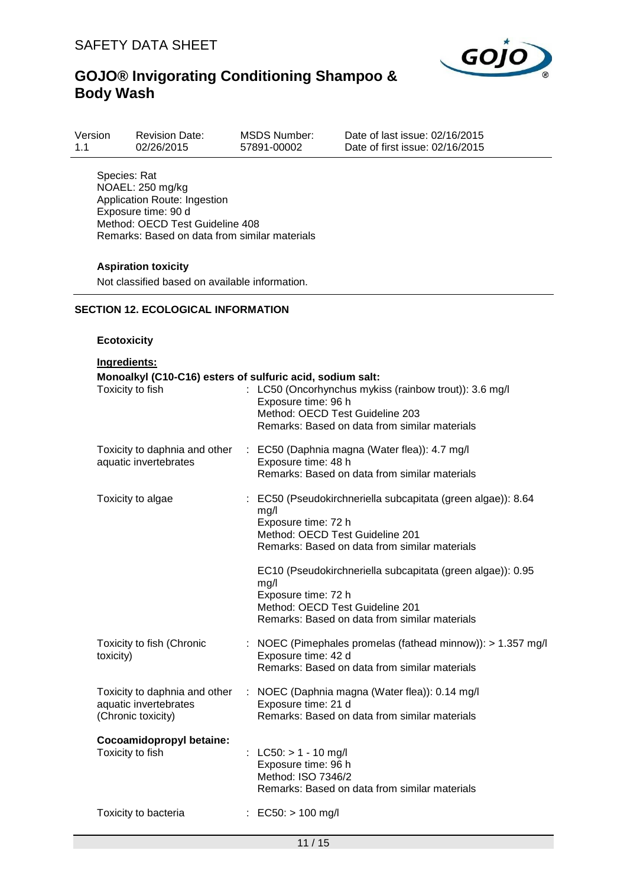Species: Rat
NOAEL: 250 mg/kg
Application Route: Ingestion
Exposure time: 90 d
Method: OECD Test Guideline 408
Remarks: Based on data from similar materials

**Aspiration toxicity**

Not classified based on available information.

## SECTION 12. ECOLOGICAL INFORMATION

**Ecotoxicity**

**Ingredients:**

**Monoalkyl (C10-C16) esters of sulfuric acid, sodium salt:**

Toxicity to fish : LC50 (Oncorhynchus mykiss (rainbow trout)): 3.6 mg/l
Exposure time: 96 h
Method: OECD Test Guideline 203
Remarks: Based on data from similar materials

Toxicity to daphnia and other aquatic invertebrates : EC50 (Daphnia magna (Water flea)): 4.7 mg/l
Exposure time: 48 h
Remarks: Based on data from similar materials

Toxicity to algae : EC50 (Pseudokirchneriella subcapitata (green algae)): 8.64 mg/l
Exposure time: 72 h
Method: OECD Test Guideline 201
Remarks: Based on data from similar materials

EC10 (Pseudokirchneriella subcapitata (green algae)): 0.95 mg/l
Exposure time: 72 h
Method: OECD Test Guideline 201
Remarks: Based on data from similar materials

Toxicity to fish (Chronic toxicity) : NOEC (Pimephales promelas (fathead minnow)): > 1.357 mg/l
Exposure time: 42 d
Remarks: Based on data from similar materials

Toxicity to daphnia and other aquatic invertebrates (Chronic toxicity) : NOEC (Daphnia magna (Water flea)): 0.14 mg/l
Exposure time: 21 d
Remarks: Based on data from similar materials

**Cocoamidopropyl betaine:**

Toxicity to fish : LC50: > 1 - 10 mg/l
Exposure time: 96 h
Method: ISO 7346/2
Remarks: Based on data from similar materials

Toxicity to bacteria : EC50: > 100 mg/l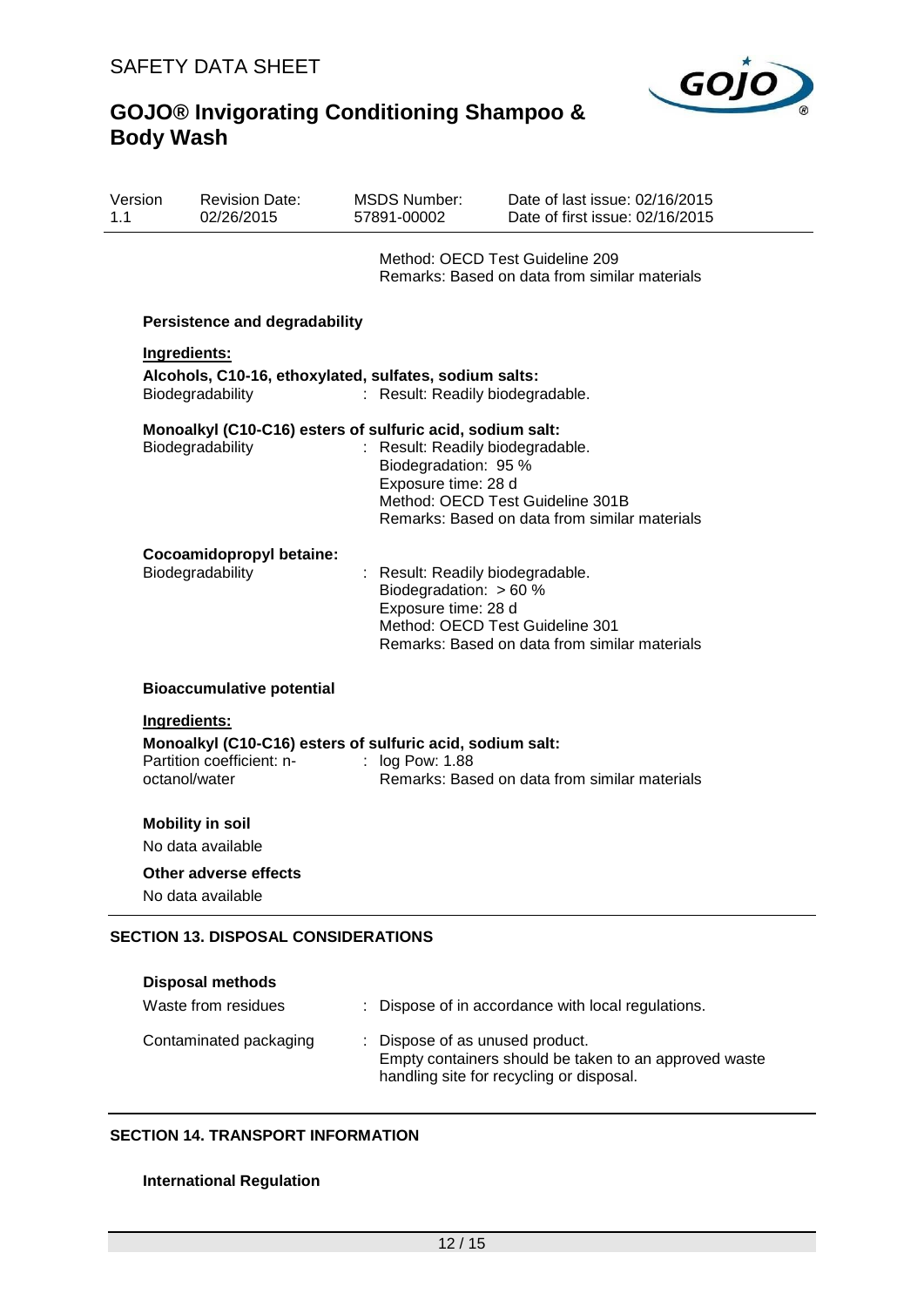Method: OECD Test Guideline 209
Remarks: Based on data from similar materials

**Persistence and degradability**

**Ingredients:**

**Alcohols, C10-16, ethoxylated, sulfates, sodium salts:**

| | |
|---|---|
| Biodegradability | : Result: Readily biodegradable. |

**Monoalkyl (C10-C16) esters of sulfuric acid, sodium salt:**

| | |
|---|---|
| Biodegradability | : Result: Readily biodegradable.<br>Biodegradation: 95 %<br>Exposure time: 28 d<br>Method: OECD Test Guideline 301B<br>Remarks: Based on data from similar materials |

**Cocoamidopropyl betaine:**

| | |
|---|---|
| Biodegradability | : Result: Readily biodegradable.<br>Biodegradation: > 60 %<br>Exposure time: 28 d<br>Method: OECD Test Guideline 301<br>Remarks: Based on data from similar materials |

**Bioaccumulative potential**

**Ingredients:**

**Monoalkyl (C10-C16) esters of sulfuric acid, sodium salt:**

| | |
|---|---|
| Partition coefficient: n-octanol/water | : log Pow: 1.88<br>Remarks: Based on data from similar materials |

**Mobility in soil**

No data available

**Other adverse effects**

No data available

## SECTION 13. DISPOSAL CONSIDERATIONS

**Disposal methods**

| | |
|---|---|
| Waste from residues | : Dispose of in accordance with local regulations. |
| Contaminated packaging | : Dispose of as unused product.<br>Empty containers should be taken to an approved waste handling site for recycling or disposal. |

## SECTION 14. TRANSPORT INFORMATION

**International Regulation**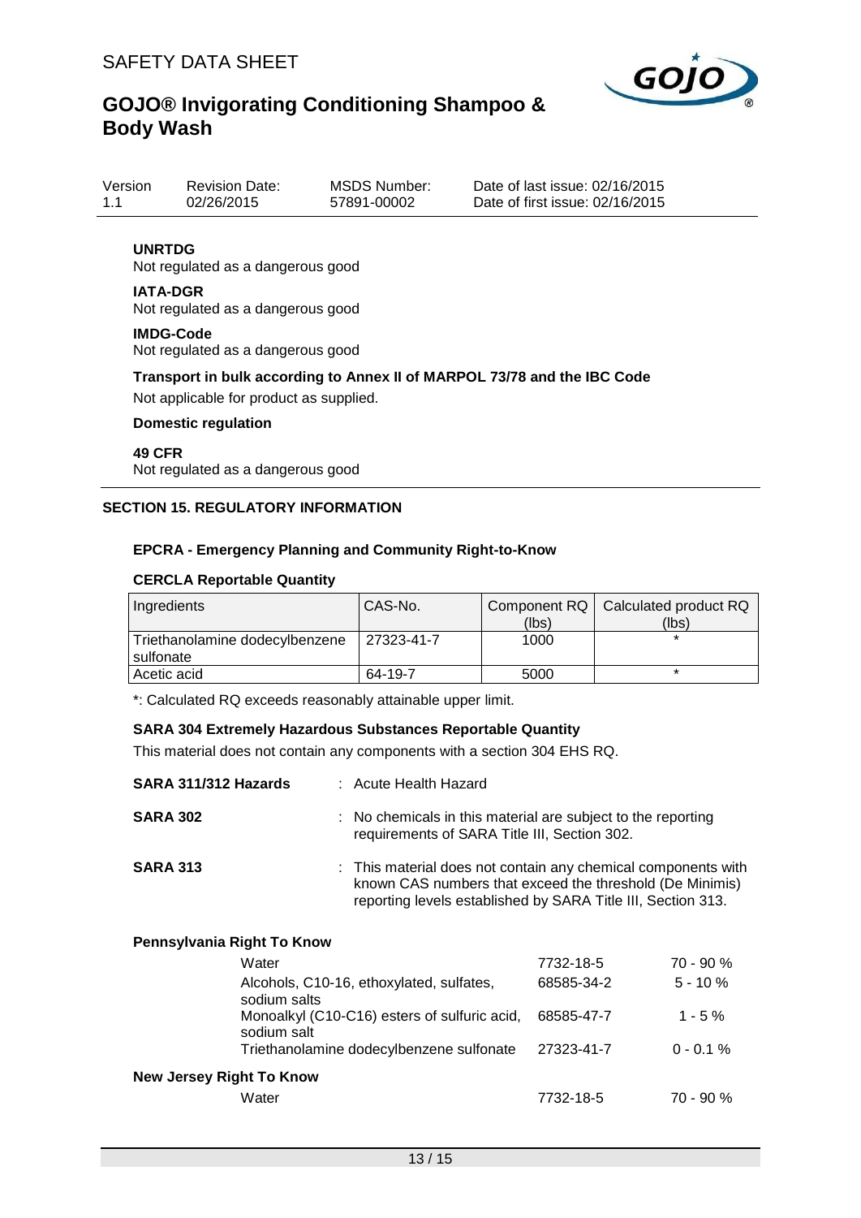**UNRTDG**
Not regulated as a dangerous good

**IATA-DGR**
Not regulated as a dangerous good

**IMDG-Code**
Not regulated as a dangerous good

**Transport in bulk according to Annex II of MARPOL 73/78 and the IBC Code**
Not applicable for product as supplied.

**Domestic regulation**

**49 CFR**
Not regulated as a dangerous good

## SECTION 15. REGULATORY INFORMATION

**EPCRA - Emergency Planning and Community Right-to-Know**

**CERCLA Reportable Quantity**

| Ingredients | CAS-No. | Component RQ (lbs) | Calculated product RQ (lbs) |
|---|---|---|---|
| Triethanolamine dodecylbenzene sulfonate | 27323-41-7 | 1000 | * |
| Acetic acid | 64-19-7 | 5000 | * |

*: Calculated RQ exceeds reasonably attainable upper limit.

**SARA 304 Extremely Hazardous Substances Reportable Quantity**

This material does not contain any components with a section 304 EHS RQ.

**SARA 311/312 Hazards** : Acute Health Hazard

**SARA 302** : No chemicals in this material are subject to the reporting requirements of SARA Title III, Section 302.

**SARA 313** : This material does not contain any chemical components with known CAS numbers that exceed the threshold (De Minimis) reporting levels established by SARA Title III, Section 313.

**Pennsylvania Right To Know**

| | | |
|---|---|---|
| Water | 7732-18-5 | 70 - 90 % |
| Alcohols, C10-16, ethoxylated, sulfates, sodium salts | 68585-34-2 | 5 - 10 % |
| Monoalkyl (C10-C16) esters of sulfuric acid, sodium salt | 68585-47-7 | 1 - 5 % |
| Triethanolamine dodecylbenzene sulfonate | 27323-41-7 | 0 - 0.1 % |

**New Jersey Right To Know**

| | | |
|---|---|---|
| Water | 7732-18-5 | 70 - 90 % |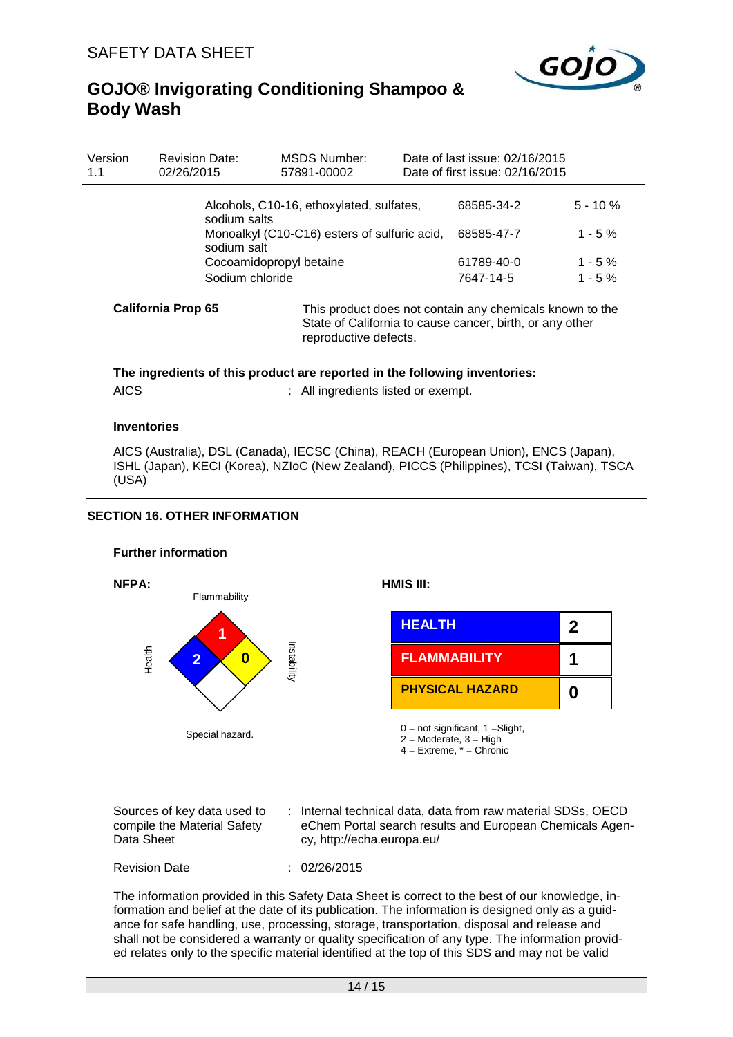| Version 1.1 | Revision Date: 02/26/2015 | MSDS Number: 57891-00002 | Date of last issue: 02/16/2015<br>Date of first issue: 02/16/2015 |
|---|---|---|---|

| Component | CAS-No. | Concentration |
|---|---|---|
| Alcohols, C10-16, ethoxylated, sulfates, sodium salts | 68585-34-2 | 5 - 10 % |
| Monoalkyl (C10-C16) esters of sulfuric acid, sodium salt | 68585-47-7 | 1 - 5 % |
| Cocoamidopropyl betaine | 61789-40-0 | 1 - 5 % |
| Sodium chloride | 7647-14-5 | 1 - 5 % |

**California Prop 65** This product does not contain any chemicals known to the State of California to cause cancer, birth, or any other reproductive defects.

**The ingredients of this product are reported in the following inventories:**

AICS : All ingredients listed or exempt.

**Inventories**

AICS (Australia), DSL (Canada), IECSC (China), REACH (European Union), ENCS (Japan), ISHL (Japan), KECI (Korea), NZIoC (New Zealand), PICCS (Philippines), TCSI (Taiwan), TSCA (USA)

## SECTION 16. OTHER INFORMATION

**Further information**

**NFPA:**

| Hazard | Rating |
|---|---|
| Flammability | 1 |
| Health | 2 |
| Instability | 0 |
| Special hazard. | |

**HMIS III:**

| | |
|---|---|
| HEALTH | 2 |
| FLAMMABILITY | 1 |
| PHYSICAL HAZARD | 0 |

0 = not significant, 1 =Slight,
2 = Moderate, 3 = High
4 = Extreme, * = Chronic

Sources of key data used to compile the Material Safety Data Sheet : Internal technical data, data from raw material SDSs, OECD eChem Portal search results and European Chemicals Agency, http://echa.europa.eu/

Revision Date : 02/26/2015

The information provided in this Safety Data Sheet is correct to the best of our knowledge, information and belief at the date of its publication. The information is designed only as a guidance for safe handling, use, processing, storage, transportation, disposal and release and shall not be considered a warranty or quality specification of any type. The information provided relates only to the specific material identified at the top of this SDS and may not be valid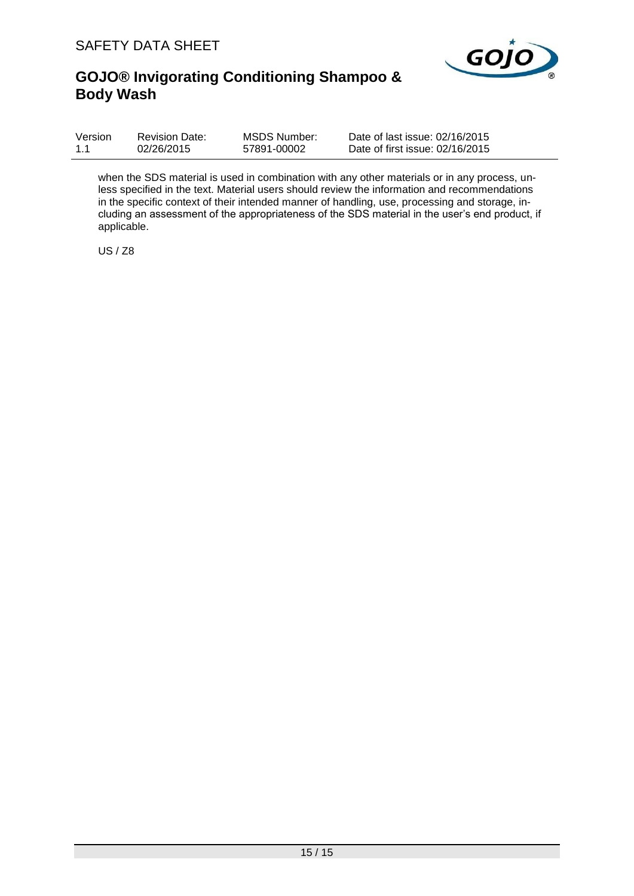when the SDS material is used in combination with any other materials or in any process, unless specified in the text. Material users should review the information and recommendations in the specific context of their intended manner of handling, use, processing and storage, including an assessment of the appropriateness of the SDS material in the user's end product, if applicable.

US / Z8